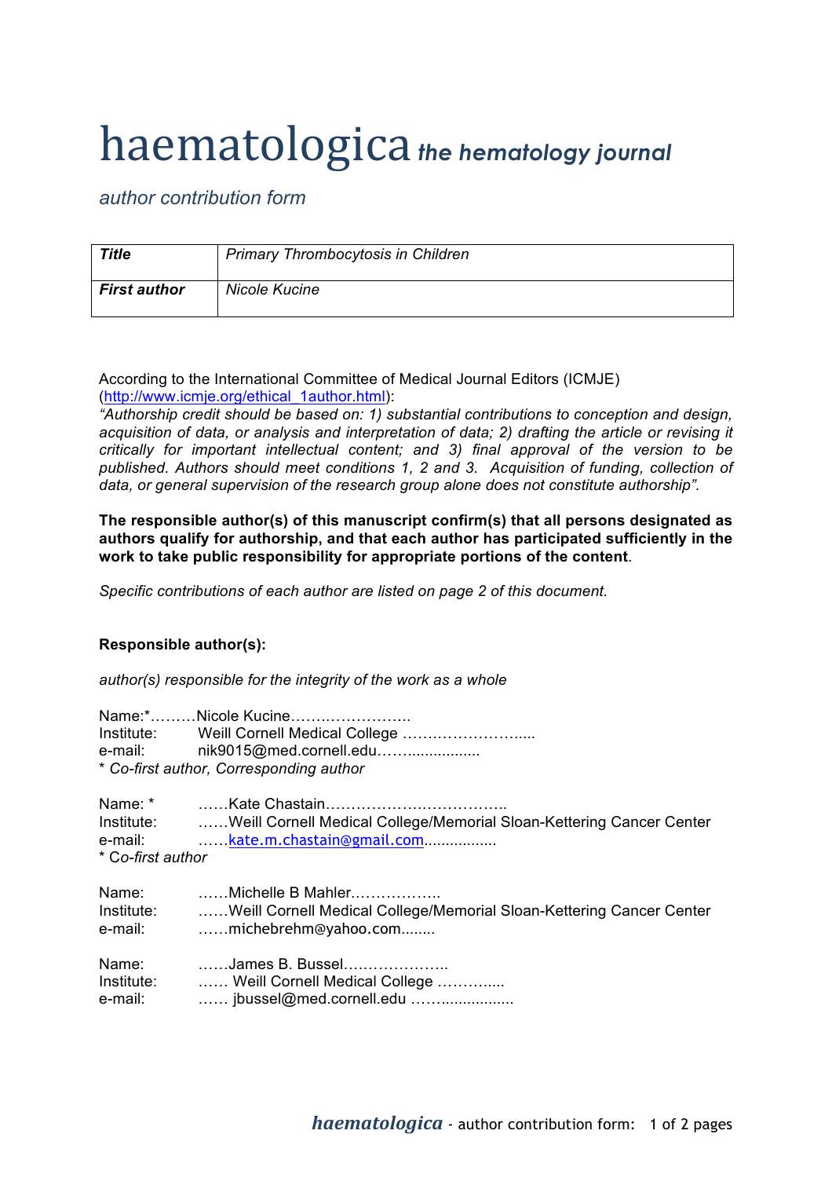# haematologica *the hematology journal*

*author contribution form*

| **Title** | *Primary Thrombocytosis in Children* |
|---|---|
| **First author** | *Nicole Kucine* |

According to the International Committee of Medical Journal Editors (ICMJE) (http://www.icmje.org/ethical_1author.html):
*"Authorship credit should be based on: 1) substantial contributions to conception and design, acquisition of data, or analysis and interpretation of data; 2) drafting the article or revising it critically for important intellectual content; and 3) final approval of the version to be published. Authors should meet conditions 1, 2 and 3. Acquisition of funding, collection of data, or general supervision of the research group alone does not constitute authorship".*

**The responsible author(s) of this manuscript confirm(s) that all persons designated as authors qualify for authorship, and that each author has participated sufficiently in the work to take public responsibility for appropriate portions of the content**.

*Specific contributions of each author are listed on page 2 of this document.*

**Responsible author(s):**

*author(s) responsible for the integrity of the work as a whole*

Name:*………Nicole Kucine……………………
Institute: Weill Cornell Medical College ……………………....
e-mail: nik9015@med.cornell.edu……................
*\* Co-first author, Corresponding author*

Name: * ……Kate Chastain…………………………….
Institute: ……Weill Cornell Medical College/Memorial Sloan-Kettering Cancer Center
e-mail: ……kate.m.chastain@gmail.com................
*\* Co-first author*

Name: ……Michelle B Mahler……………..
Institute: ……Weill Cornell Medical College/Memorial Sloan-Kettering Cancer Center
e-mail: ……michebrehm@yahoo.com........

Name: ……James B. Bussel………………..
Institute: …… Weill Cornell Medical College ………....
e-mail: …… jbussel@med.cornell.edu ……..................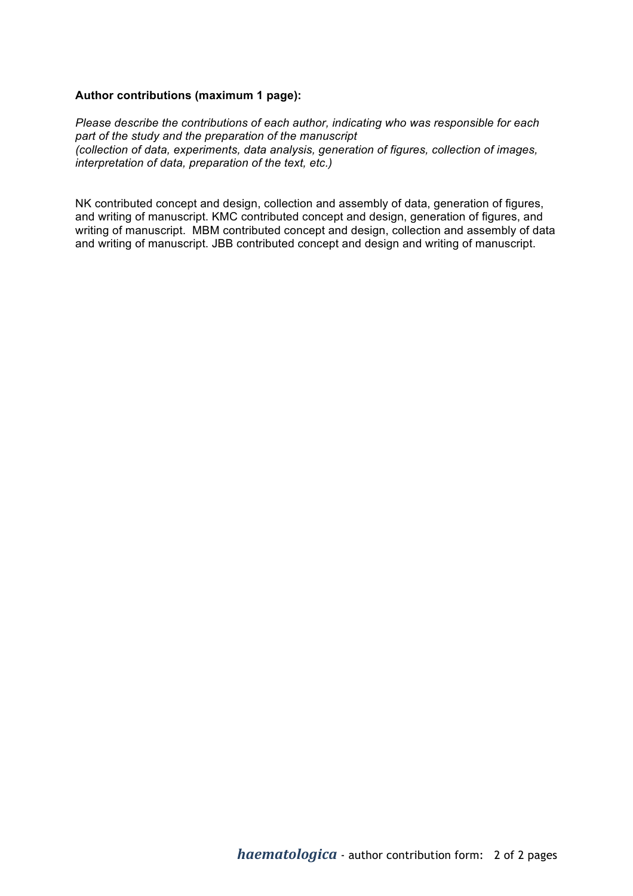**Author contributions (maximum 1 page):**

*Please describe the contributions of each author, indicating who was responsible for each part of the study and the preparation of the manuscript (collection of data, experiments, data analysis, generation of figures, collection of images, interpretation of data, preparation of the text, etc.)*

NK contributed concept and design, collection and assembly of data, generation of figures, and writing of manuscript. KMC contributed concept and design, generation of figures, and writing of manuscript. MBM contributed concept and design, collection and assembly of data and writing of manuscript. JBB contributed concept and design and writing of manuscript.